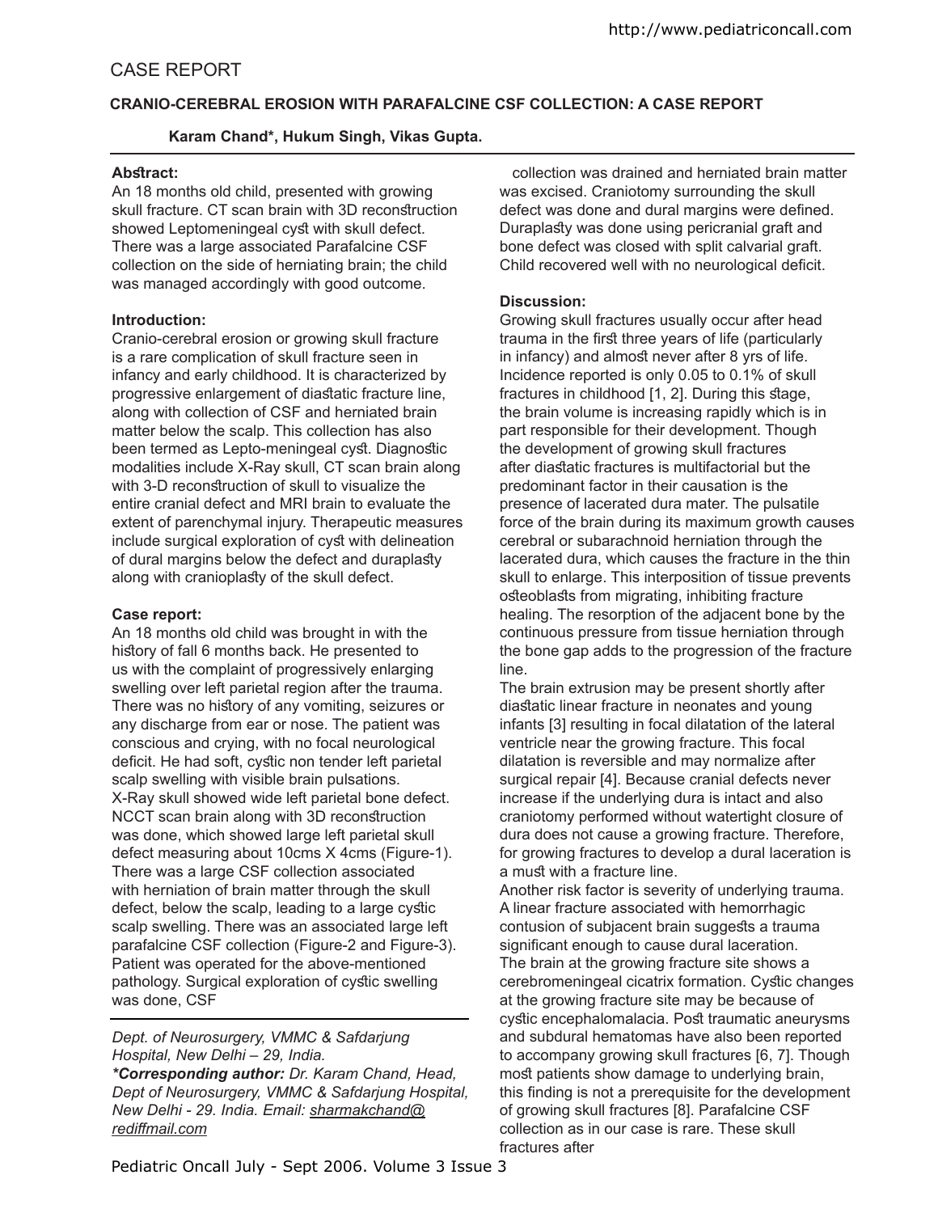# CASE REPORT

## CRANIO-CEREBRAL EROSION WITH PARAFALCINE CSF COLLECTION: A CASE REPORT

**Karam Chand\*, Hukum Singh, Vikas Gupta.**

### Abstract:

An 18 months old child, presented with growing skull fracture. CT scan brain with 3D reconstruction showed Leptomeningeal cyst with skull defect. There was a large associated Parafalcine CSF collection on the side of herniating brain; the child was managed accordingly with good outcome.

### Introduction:

Cranio-cerebral erosion or growing skull fracture is a rare complication of skull fracture seen in infancy and early childhood. It is characterized by progressive enlargement of diastatic fracture line, along with collection of CSF and herniated brain matter below the scalp. This collection has also been termed as Lepto-meningeal cyst. Diagnostic modalities include X-Ray skull, CT scan brain along with 3-D reconstruction of skull to visualize the entire cranial defect and MRI brain to evaluate the extent of parenchymal injury. Therapeutic measures include surgical exploration of cyst with delineation of dural margins below the defect and duraplasty along with cranioplasty of the skull defect.

### Case report:

An 18 months old child was brought in with the history of fall 6 months back. He presented to us with the complaint of progressively enlarging swelling over left parietal region after the trauma. There was no history of any vomiting, seizures or any discharge from ear or nose. The patient was conscious and crying, with no focal neurological deficit. He had soft, cystic non tender left parietal scalp swelling with visible brain pulsations. X-Ray skull showed wide left parietal bone defect. NCCT scan brain along with 3D reconstruction was done, which showed large left parietal skull defect measuring about 10cms X 4cms (Figure-1). There was a large CSF collection associated with herniation of brain matter through the skull defect, below the scalp, leading to a large cystic scalp swelling. There was an associated large left parafalcine CSF collection (Figure-2 and Figure-3). Patient was operated for the above-mentioned pathology. Surgical exploration of cystic swelling was done, CSF collection was drained and herniated brain matter was excised. Craniotomy surrounding the skull defect was done and dural margins were defined. Duraplasty was done using pericranial graft and bone defect was closed with split calvarial graft. Child recovered well with no neurological deficit.

*Dept. of Neurosurgery, VMMC & Safdarjung Hospital, New Delhi – 29, India.*
***Corresponding author:** Dr. Karam Chand, Head, Dept of Neurosurgery, VMMC & Safdarjung Hospital, New Delhi - 29. India. Email: sharmakchand@rediffmail.com*

### Discussion:

Growing skull fractures usually occur after head trauma in the first three years of life (particularly in infancy) and almost never after 8 yrs of life. Incidence reported is only 0.05 to 0.1% of skull fractures in childhood [1, 2]. During this stage, the brain volume is increasing rapidly which is in part responsible for their development. Though the development of growing skull fractures after diastatic fractures is multifactorial but the predominant factor in their causation is the presence of lacerated dura mater. The pulsatile force of the brain during its maximum growth causes cerebral or subarachnoid herniation through the lacerated dura, which causes the fracture in the thin skull to enlarge. This interposition of tissue prevents osteoblasts from migrating, inhibiting fracture healing. The resorption of the adjacent bone by the continuous pressure from tissue herniation through the bone gap adds to the progression of the fracture line.

The brain extrusion may be present shortly after diastatic linear fracture in neonates and young infants [3] resulting in focal dilatation of the lateral ventricle near the growing fracture. This focal dilatation is reversible and may normalize after surgical repair [4]. Because cranial defects never increase if the underlying dura is intact and also craniotomy performed without watertight closure of dura does not cause a growing fracture. Therefore, for growing fractures to develop a dural laceration is a must with a fracture line.

Another risk factor is severity of underlying trauma. A linear fracture associated with hemorrhagic contusion of subjacent brain suggests a trauma significant enough to cause dural laceration.

The brain at the growing fracture site shows a cerebromeningeal cicatrix formation. Cystic changes at the growing fracture site may be because of cystic encephalomalacia. Post traumatic aneurysms and subdural hematomas have also been reported to accompany growing skull fractures [6, 7]. Though most patients show damage to underlying brain, this finding is not a prerequisite for the development of growing skull fractures [8]. Parafalcine CSF collection as in our case is rare. These skull fractures after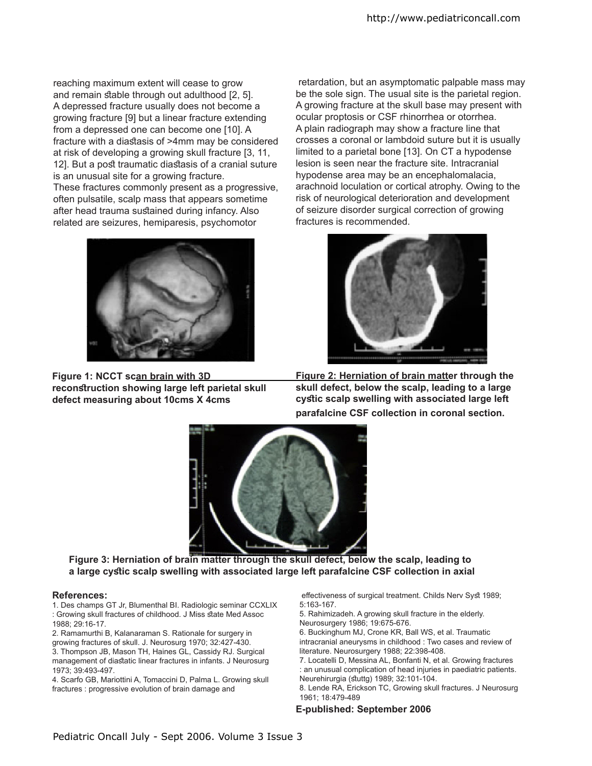reaching maximum extent will cease to grow and remain stable through out adulthood [2, 5]. A depressed fracture usually does not become a growing fracture [9] but a linear fracture extending from a depressed one can become one [10]. A fracture with a diastasis of >4mm may be considered at risk of developing a growing skull fracture [3, 11, 12]. But a post traumatic diastasis of a cranial suture is an unusual site for a growing fracture.

These fractures commonly present as a progressive, often pulsatile, scalp mass that appears sometime after head trauma sustained during infancy. Also related are seizures, hemiparesis, psychomotor retardation, but an asymptomatic palpable mass may be the sole sign. The usual site is the parietal region. A growing fracture at the skull base may present with ocular proptosis or CSF rhinorrhea or otorrhea.

A plain radiograph may show a fracture line that crosses a coronal or lambdoid suture but it is usually limited to a parietal bone [13]. On CT a hypodense lesion is seen near the fracture site. Intracranial hypodense area may be an encephalomalacia, arachnoid loculation or cortical atrophy. Owing to the risk of neurological deterioration and development of seizure disorder surgical correction of growing fractures is recommended.

**Figure 1: NCCT scan brain with 3D reconstruction showing large left parietal skull defect measuring about 10cms X 4cms**

**Figure 2: Herniation of brain matter through the skull defect, below the scalp, leading to a large cystic scalp swelling with associated large left parafalcine CSF collection in coronal section.**

**Figure 3: Herniation of brain matter through the skull defect, below the scalp, leading to a large cystic scalp swelling with associated large left parafalcine CSF collection in axial**

**References:**

1. Des champs GT Jr, Blumenthal BI. Radiologic seminar CCXLIX : Growing skull fractures of childhood. J Miss state Med Assoc 1988; 29:16-17.
2. Ramamurthi B, Kalanaraman S. Rationale for surgery in growing fractures of skull. J. Neurosurg 1970; 32:427-430.
3. Thompson JB, Mason TH, Haines GL, Cassidy RJ. Surgical management of diastatic linear fractures in infants. J Neurosurg 1973; 39:493-497.
4. Scarfo GB, Mariottini A, Tomaccini D, Palma L. Growing skull fractures : progressive evolution of brain damage and effectiveness of surgical treatment. Childs Nerv Syst 1989; 5:163-167.
5. Rahimizadeh. A growing skull fracture in the elderly. Neurosurgery 1986; 19:675-676.
6. Buckinghum MJ, Crone KR, Ball WS, et al. Traumatic intracranial aneurysms in childhood : Two cases and review of literature. Neurosurgery 1988; 22:398-408.
7. Locatelli D, Messina AL, Bonfanti N, et al. Growing fractures : an unusual complication of head injuries in paediatric patients. Neurehirurgia (stuttg) 1989; 32:101-104.
8. Lende RA, Erickson TC, Growing skull fractures. J Neurosurg 1961; 18:479-489

**E-published: September 2006**